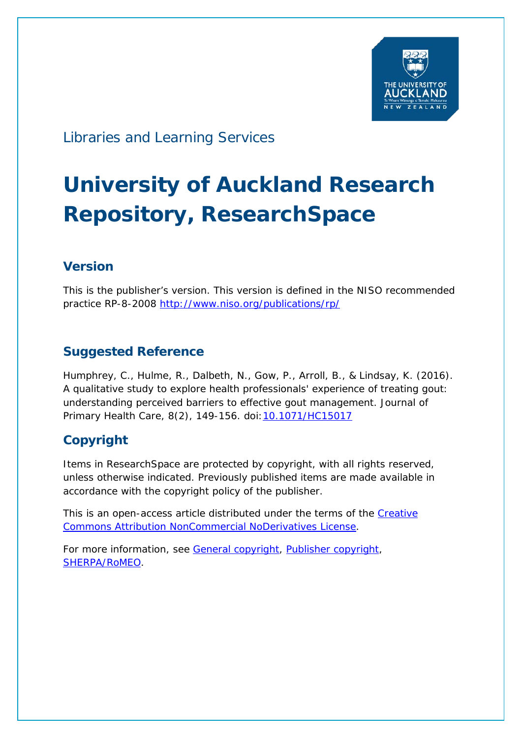Libraries and Learning Services

# University of Auckland Research Repository, ResearchSpace

## Version

This is the publisher's version. This version is defined in the NISO recommended practice RP-8-2008 http://www.niso.org/publications/rp/

## Suggested Reference

Humphrey, C., Hulme, R., Dalbeth, N., Gow, P., Arroll, B., & Lindsay, K. (2016). A qualitative study to explore health professionals' experience of treating gout: understanding perceived barriers to effective gout management. Journal of Primary Health Care, 8(2), 149-156. doi:10.1071/HC15017

## Copyright

Items in ResearchSpace are protected by copyright, with all rights reserved, unless otherwise indicated. Previously published items are made available in accordance with the copyright policy of the publisher.

This is an open-access article distributed under the terms of the Creative Commons Attribution NonCommercial NoDerivatives License.

For more information, see General copyright, Publisher copyright, SHERPA/RoMEO.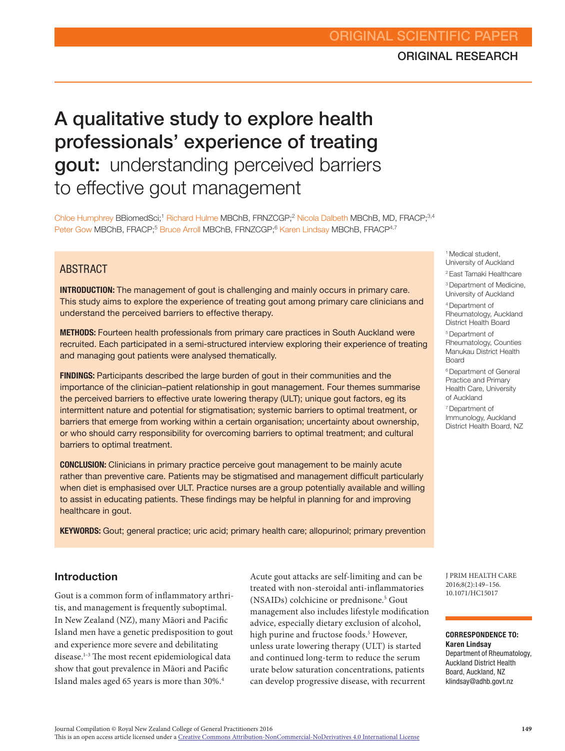# A qualitative study to explore health professionals' experience of treating gout: understanding perceived barriers to effective gout management

Chloe Humphrey BBiomedSci;[1] Richard Hulme MBChB, FRNZCGP;[2] Nicola Dalbeth MBChB, MD, FRACP;[3,4] Peter Gow MBChB, FRACP;[5] Bruce Arroll MBChB, FRNZCGP;[6] Karen Lindsay MBChB, FRACP[4,7]

[1] Medical student, University of Auckland

[2] East Tamaki Healthcare

[3] Department of Medicine, University of Auckland

[4] Department of Rheumatology, Auckland District Health Board

[5] Department of Rheumatology, Counties Manukau District Health Board

[6] Department of General Practice and Primary Health Care, University of Auckland

[7] Department of Immunology, Auckland District Health Board, NZ

## ABSTRACT

**INTRODUCTION:** The management of gout is challenging and mainly occurs in primary care. This study aims to explore the experience of treating gout among primary care clinicians and understand the perceived barriers to effective therapy.

**METHODS:** Fourteen health professionals from primary care practices in South Auckland were recruited. Each participated in a semi-structured interview exploring their experience of treating and managing gout patients were analysed thematically.

**FINDINGS:** Participants described the large burden of gout in their communities and the importance of the clinician–patient relationship in gout management. Four themes summarise the perceived barriers to effective urate lowering therapy (ULT); unique gout factors, eg its intermittent nature and potential for stigmatisation; systemic barriers to optimal treatment, or barriers that emerge from working within a certain organisation; uncertainty about ownership, or who should carry responsibility for overcoming barriers to optimal treatment; and cultural barriers to optimal treatment.

**CONCLUSION:** Clinicians in primary practice perceive gout management to be mainly acute rather than preventive care. Patients may be stigmatised and management difficult particularly when diet is emphasised over ULT. Practice nurses are a group potentially available and willing to assist in educating patients. These findings may be helpful in planning for and improving healthcare in gout.

**KEYWORDS:** Gout; general practice; uric acid; primary health care; allopurinol; primary prevention

J PRIM HEALTH CARE 2016;8(2):149–156. 10.1071/HC15017

**CORRESPONDENCE TO:**
**Karen Lindsay**
Department of Rheumatology, Auckland District Health Board, Auckland, NZ
klindsay@adhb.govt.nz

## Introduction

Gout is a common form of inflammatory arthritis, and management is frequently suboptimal. In New Zealand (NZ), many Māori and Pacific Island men have a genetic predisposition to gout and experience more severe and debilitating disease.[1–3] The most recent epidemiological data show that gout prevalence in Māori and Pacific Island males aged 65 years is more than 30%.[4]

Acute gout attacks are self-limiting and can be treated with non-steroidal anti-inflammatories (NSAIDs) colchicine or prednisone.[5] Gout management also includes lifestyle modification advice, especially dietary exclusion of alcohol, high purine and fructose foods.[5] However, unless urate lowering therapy (ULT) is started and continued long-term to reduce the serum urate below saturation concentrations, patients can develop progressive disease, with recurrent

Journal Compilation © Royal New Zealand College of General Practitioners 2016
This is an open access article licensed under a Creative Commons Attribution-NonCommercial-NoDerivatives 4.0 International License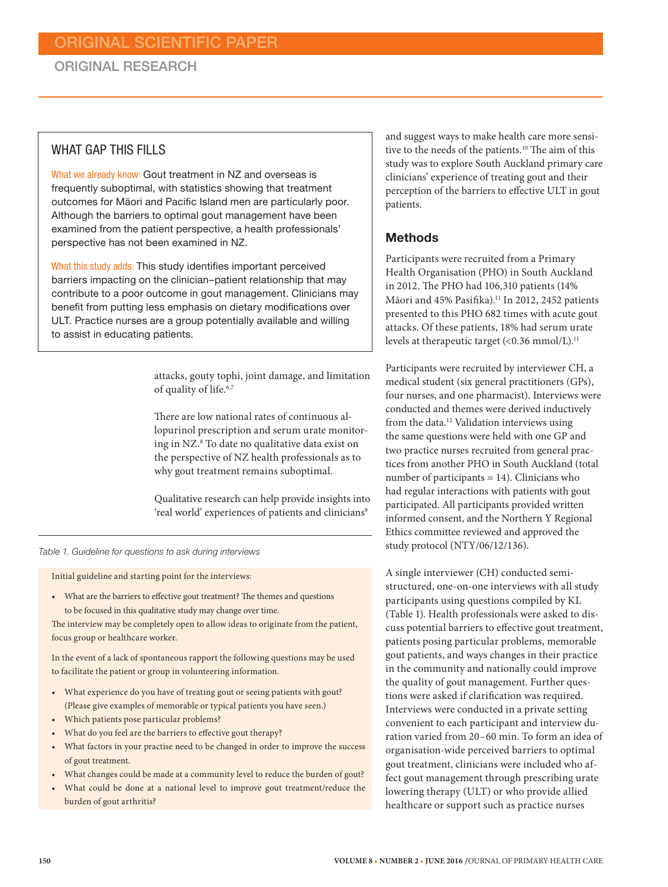## WHAT GAP THIS FILLS

What we already know: Gout treatment in NZ and overseas is frequently suboptimal, with statistics showing that treatment outcomes for Māori and Pacific Island men are particularly poor. Although the barriers to optimal gout management have been examined from the patient perspective, a health professionals' perspective has not been examined in NZ.

What this study adds: This study identifies important perceived barriers impacting on the clinician–patient relationship that may contribute to a poor outcome in gout management. Clinicians may benefit from putting less emphasis on dietary modifications over ULT. Practice nurses are a group potentially available and willing to assist in educating patients.

attacks, gouty tophi, joint damage, and limitation of quality of life.[6,7]

There are low national rates of continuous allopurinol prescription and serum urate monitoring in NZ.[8] To date no qualitative data exist on the perspective of NZ health professionals as to why gout treatment remains suboptimal.

Qualitative research can help provide insights into 'real world' experiences of patients and clinicians[9] and suggest ways to make health care more sensitive to the needs of the patients.[10] The aim of this study was to explore South Auckland primary care clinicians' experience of treating gout and their perception of the barriers to effective ULT in gout patients.

*Table 1. Guideline for questions to ask during interviews*

Initial guideline and starting point for the interviews:

- What are the barriers to effective gout treatment? The themes and questions to be focused in this qualitative study may change over time.

The interview may be completely open to allow ideas to originate from the patient, focus group or healthcare worker.

In the event of a lack of spontaneous rapport the following questions may be used to facilitate the patient or group in volunteering information.

- What experience do you have of treating gout or seeing patients with gout? (Please give examples of memorable or typical patients you have seen.)
- Which patients pose particular problems?
- What do you feel are the barriers to effective gout therapy?
- What factors in your practise need to be changed in order to improve the success of gout treatment.
- What changes could be made at a community level to reduce the burden of gout?
- What could be done at a national level to improve gout treatment/reduce the burden of gout arthritis?

## Methods

Participants were recruited from a Primary Health Organisation (PHO) in South Auckland in 2012. The PHO had 106,310 patients (14% Māori and 45% Pasifika).[11] In 2012, 2452 patients presented to this PHO 682 times with acute gout attacks. Of these patients, 18% had serum urate levels at therapeutic target (<0.36 mmol/L).[11]

Participants were recruited by interviewer CH, a medical student (six general practitioners (GPs), four nurses, and one pharmacist). Interviews were conducted and themes were derived inductively from the data.[12] Validation interviews using the same questions were held with one GP and two practice nurses recruited from general practices from another PHO in South Auckland (total number of participants = 14). Clinicians who had regular interactions with patients with gout participated. All participants provided written informed consent, and the Northern Y Regional Ethics committee reviewed and approved the study protocol (NTY/06/12/136).

A single interviewer (CH) conducted semi-structured, one-on-one interviews with all study participants using questions compiled by KL (Table 1). Health professionals were asked to discuss potential barriers to effective gout treatment, patients posing particular problems, memorable gout patients, and ways changes in their practice in the community and nationally could improve the quality of gout management. Further questions were asked if clarification was required. Interviews were conducted in a private setting convenient to each participant and interview duration varied from 20–60 min. To form an idea of organisation-wide perceived barriers to optimal gout treatment, clinicians were included who affect gout management through prescribing urate lowering therapy (ULT) or who provide allied healthcare or support such as practice nurses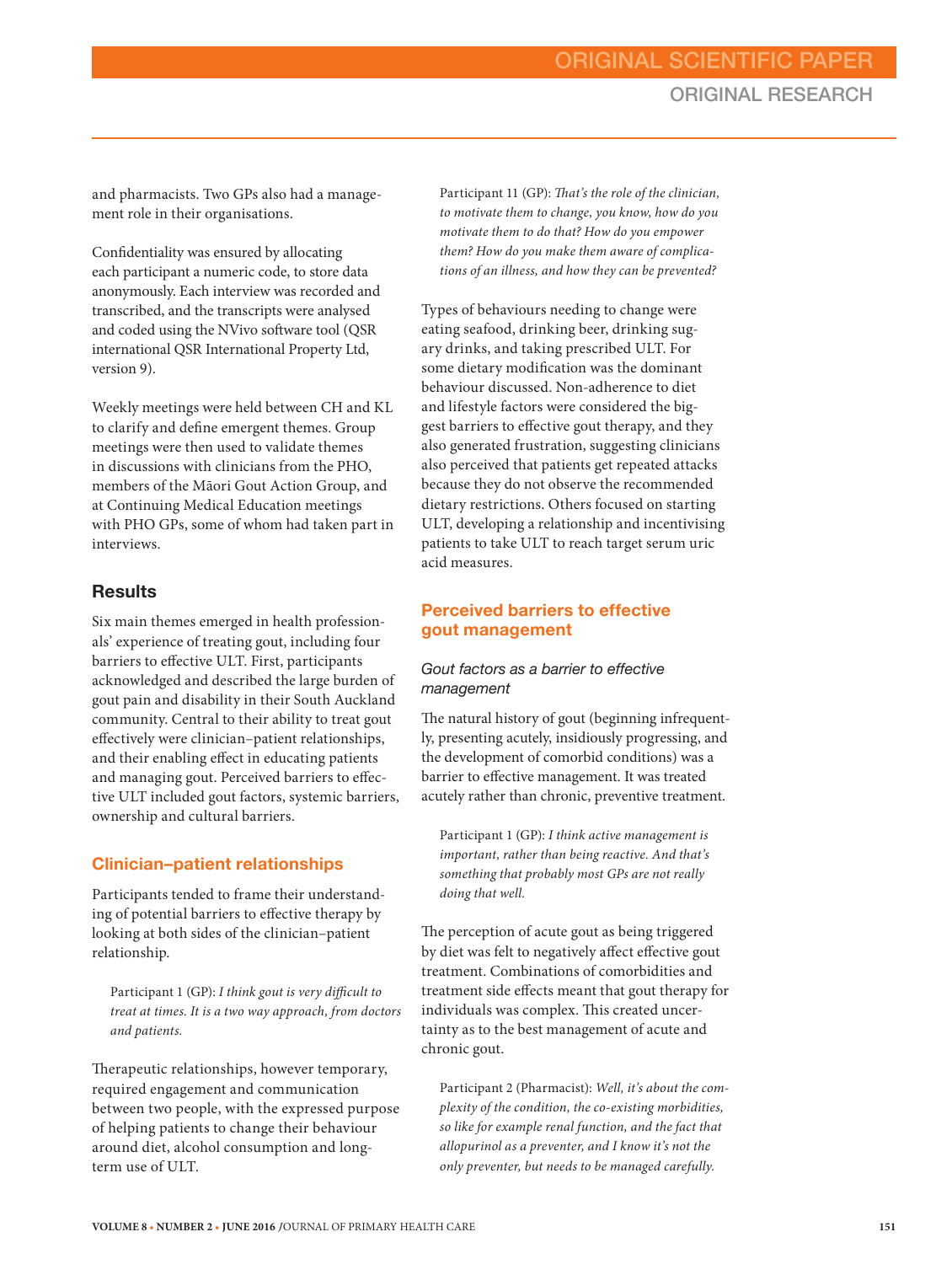and pharmacists. Two GPs also had a management role in their organisations.

Confidentiality was ensured by allocating each participant a numeric code, to store data anonymously. Each interview was recorded and transcribed, and the transcripts were analysed and coded using the NVivo software tool (QSR international QSR International Property Ltd, version 9).

Weekly meetings were held between CH and KL to clarify and define emergent themes. Group meetings were then used to validate themes in discussions with clinicians from the PHO, members of the Māori Gout Action Group, and at Continuing Medical Education meetings with PHO GPs, some of whom had taken part in interviews.

## Results

Six main themes emerged in health professionals' experience of treating gout, including four barriers to effective ULT. First, participants acknowledged and described the large burden of gout pain and disability in their South Auckland community. Central to their ability to treat gout effectively were clinician–patient relationships, and their enabling effect in educating patients and managing gout. Perceived barriers to effective ULT included gout factors, systemic barriers, ownership and cultural barriers.

### Clinician–patient relationships

Participants tended to frame their understanding of potential barriers to effective therapy by looking at both sides of the clinician–patient relationship.

> Participant 1 (GP): *I think gout is very difficult to treat at times. It is a two way approach, from doctors and patients.*

Therapeutic relationships, however temporary, required engagement and communication between two people, with the expressed purpose of helping patients to change their behaviour around diet, alcohol consumption and long-term use of ULT.

> Participant 11 (GP): *That's the role of the clinician, to motivate them to change, you know, how do you motivate them to do that? How do you empower them? How do you make them aware of complications of an illness, and how they can be prevented?*

Types of behaviours needing to change were eating seafood, drinking beer, drinking sugary drinks, and taking prescribed ULT. For some dietary modification was the dominant behaviour discussed. Non-adherence to diet and lifestyle factors were considered the biggest barriers to effective gout therapy, and they also generated frustration, suggesting clinicians also perceived that patients get repeated attacks because they do not observe the recommended dietary restrictions. Others focused on starting ULT, developing a relationship and incentivising patients to take ULT to reach target serum uric acid measures.

### Perceived barriers to effective gout management

#### *Gout factors as a barrier to effective management*

The natural history of gout (beginning infrequently, presenting acutely, insidiously progressing, and the development of comorbid conditions) was a barrier to effective management. It was treated acutely rather than chronic, preventive treatment.

> Participant 1 (GP): *I think active management is important, rather than being reactive. And that's something that probably most GPs are not really doing that well.*

The perception of acute gout as being triggered by diet was felt to negatively affect effective gout treatment. Combinations of comorbidities and treatment side effects meant that gout therapy for individuals was complex. This created uncertainty as to the best management of acute and chronic gout.

> Participant 2 (Pharmacist): *Well, it's about the complexity of the condition, the co-existing morbidities, so like for example renal function, and the fact that allopurinol as a preventer, and I know it's not the only preventer, but needs to be managed carefully.*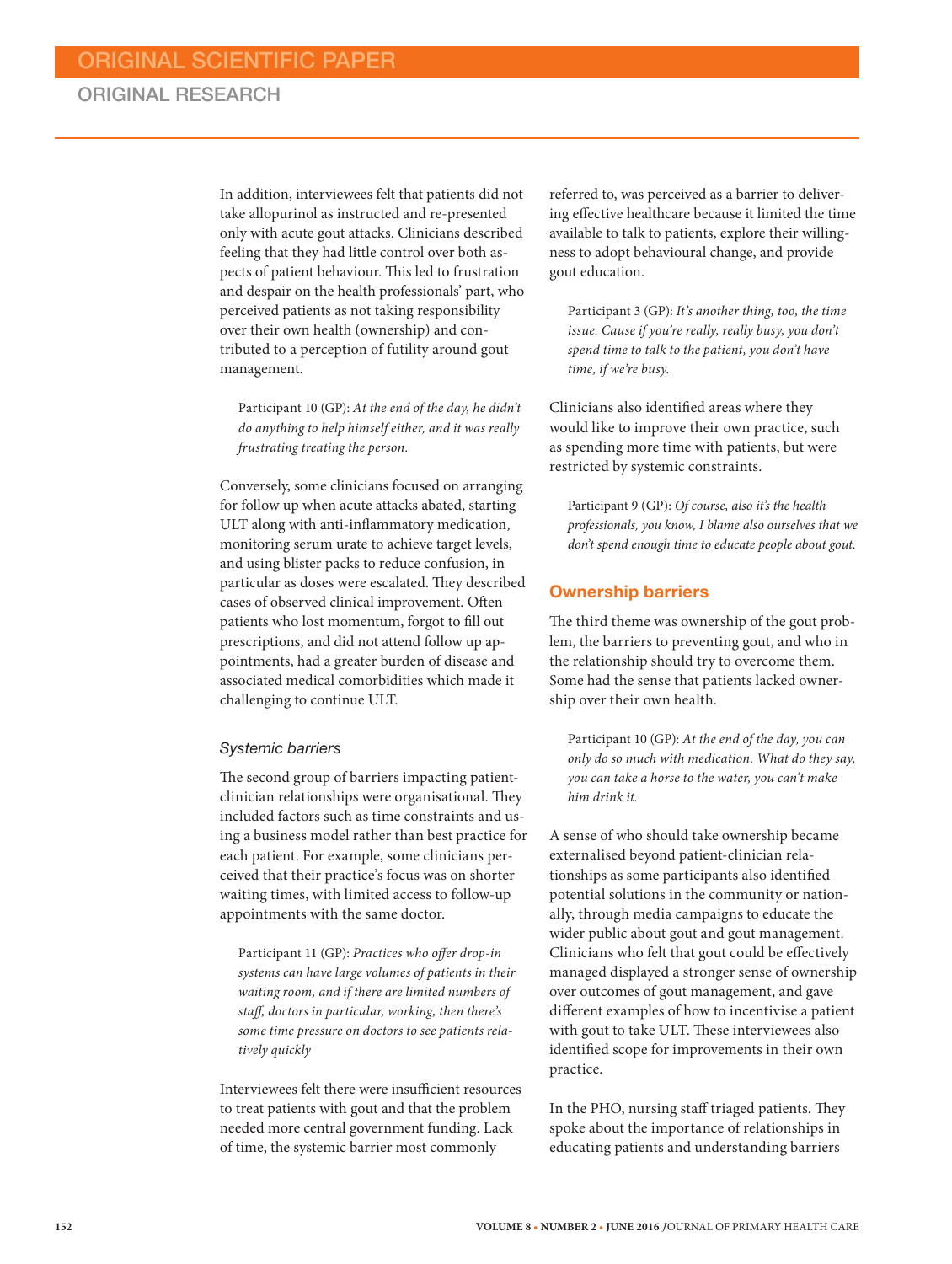In addition, interviewees felt that patients did not take allopurinol as instructed and re-presented only with acute gout attacks. Clinicians described feeling that they had little control over both aspects of patient behaviour. This led to frustration and despair on the health professionals' part, who perceived patients as not taking responsibility over their own health (ownership) and contributed to a perception of futility around gout management.

> Participant 10 (GP): *At the end of the day, he didn't do anything to help himself either, and it was really frustrating treating the person.*

Conversely, some clinicians focused on arranging for follow up when acute attacks abated, starting ULT along with anti-inflammatory medication, monitoring serum urate to achieve target levels, and using blister packs to reduce confusion, in particular as doses were escalated. They described cases of observed clinical improvement. Often patients who lost momentum, forgot to fill out prescriptions, and did not attend follow up appointments, had a greater burden of disease and associated medical comorbidities which made it challenging to continue ULT.

### *Systemic barriers*

The second group of barriers impacting patient-clinician relationships were organisational. They included factors such as time constraints and using a business model rather than best practice for each patient. For example, some clinicians perceived that their practice's focus was on shorter waiting times, with limited access to follow-up appointments with the same doctor.

> Participant 11 (GP): *Practices who offer drop-in systems can have large volumes of patients in their waiting room, and if there are limited numbers of staff, doctors in particular, working, then there's some time pressure on doctors to see patients relatively quickly*

Interviewees felt there were insufficient resources to treat patients with gout and that the problem needed more central government funding. Lack of time, the systemic barrier most commonly referred to, was perceived as a barrier to delivering effective healthcare because it limited the time available to talk to patients, explore their willingness to adopt behavioural change, and provide gout education.

> Participant 3 (GP): *It's another thing, too, the time issue. Cause if you're really, really busy, you don't spend time to talk to the patient, you don't have time, if we're busy.*

Clinicians also identified areas where they would like to improve their own practice, such as spending more time with patients, but were restricted by systemic constraints.

> Participant 9 (GP): *Of course, also it's the health professionals, you know, I blame also ourselves that we don't spend enough time to educate people about gout.*

## Ownership barriers

The third theme was ownership of the gout problem, the barriers to preventing gout, and who in the relationship should try to overcome them. Some had the sense that patients lacked ownership over their own health.

> Participant 10 (GP): *At the end of the day, you can only do so much with medication. What do they say, you can take a horse to the water, you can't make him drink it.*

A sense of who should take ownership became externalised beyond patient-clinician relationships as some participants also identified potential solutions in the community or nationally, through media campaigns to educate the wider public about gout and gout management. Clinicians who felt that gout could be effectively managed displayed a stronger sense of ownership over outcomes of gout management, and gave different examples of how to incentivise a patient with gout to take ULT. These interviewees also identified scope for improvements in their own practice.

In the PHO, nursing staff triaged patients. They spoke about the importance of relationships in educating patients and understanding barriers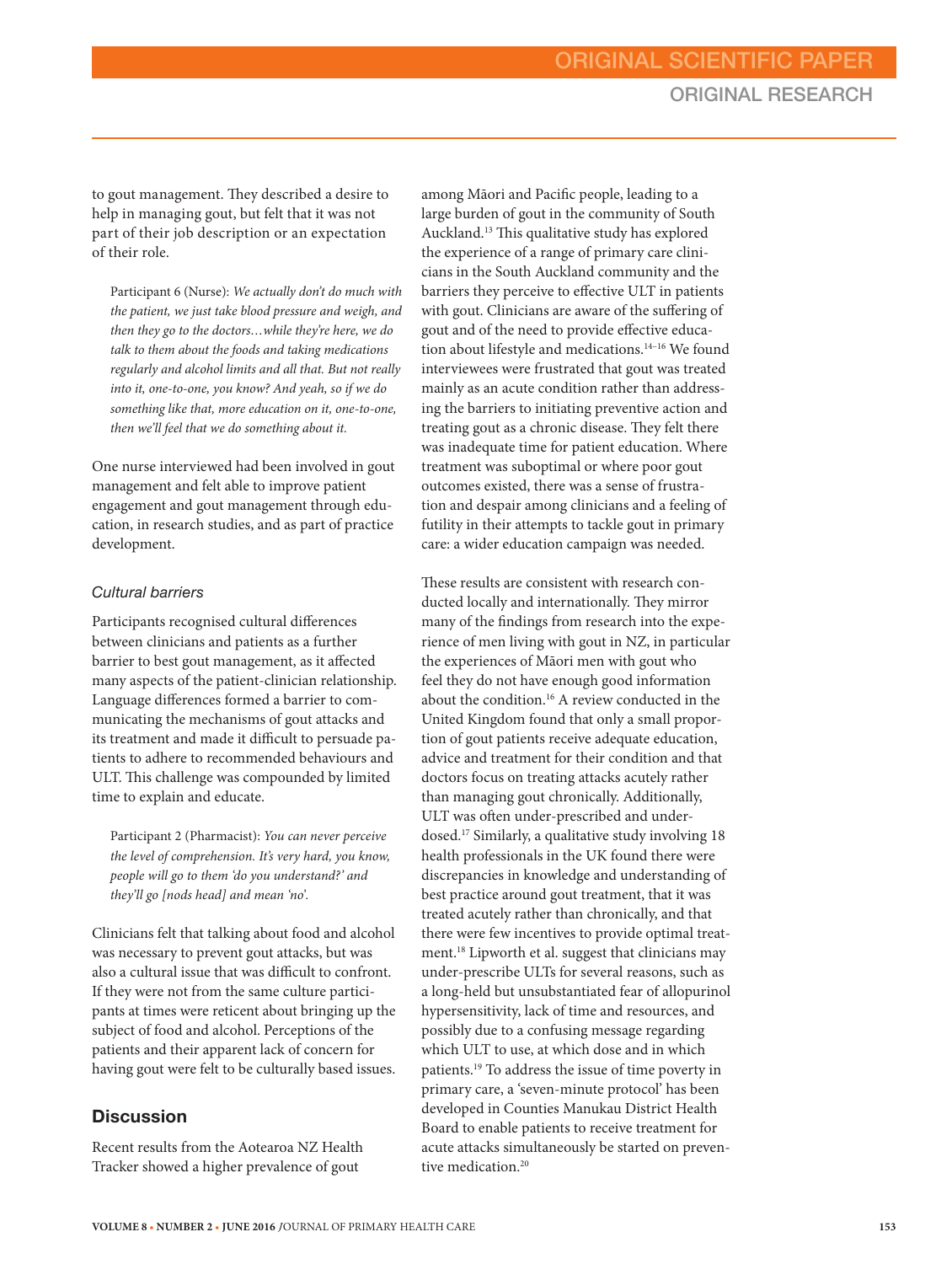to gout management. They described a desire to help in managing gout, but felt that it was not part of their job description or an expectation of their role.

> Participant 6 (Nurse): *We actually don't do much with the patient, we just take blood pressure and weigh, and then they go to the doctors…while they're here, we do talk to them about the foods and taking medications regularly and alcohol limits and all that. But not really into it, one-to-one, you know? And yeah, so if we do something like that, more education on it, one-to-one, then we'll feel that we do something about it.*

One nurse interviewed had been involved in gout management and felt able to improve patient engagement and gout management through education, in research studies, and as part of practice development.

### Cultural barriers

Participants recognised cultural differences between clinicians and patients as a further barrier to best gout management, as it affected many aspects of the patient-clinician relationship. Language differences formed a barrier to communicating the mechanisms of gout attacks and its treatment and made it difficult to persuade patients to adhere to recommended behaviours and ULT. This challenge was compounded by limited time to explain and educate.

> Participant 2 (Pharmacist): *You can never perceive the level of comprehension. It's very hard, you know, people will go to them 'do you understand?' and they'll go [nods head] and mean 'no'.*

Clinicians felt that talking about food and alcohol was necessary to prevent gout attacks, but was also a cultural issue that was difficult to confront. If they were not from the same culture participants at times were reticent about bringing up the subject of food and alcohol. Perceptions of the patients and their apparent lack of concern for having gout were felt to be culturally based issues.

## Discussion

Recent results from the Aotearoa NZ Health Tracker showed a higher prevalence of gout among Māori and Pacific people, leading to a large burden of gout in the community of South Auckland.[13] This qualitative study has explored the experience of a range of primary care clinicians in the South Auckland community and the barriers they perceive to effective ULT in patients with gout. Clinicians are aware of the suffering of gout and of the need to provide effective education about lifestyle and medications.[14–16] We found interviewees were frustrated that gout was treated mainly as an acute condition rather than addressing the barriers to initiating preventive action and treating gout as a chronic disease. They felt there was inadequate time for patient education. Where treatment was suboptimal or where poor gout outcomes existed, there was a sense of frustration and despair among clinicians and a feeling of futility in their attempts to tackle gout in primary care: a wider education campaign was needed.

These results are consistent with research conducted locally and internationally. They mirror many of the findings from research into the experience of men living with gout in NZ, in particular the experiences of Māori men with gout who feel they do not have enough good information about the condition.[16] A review conducted in the United Kingdom found that only a small proportion of gout patients receive adequate education, advice and treatment for their condition and that doctors focus on treating attacks acutely rather than managing gout chronically. Additionally, ULT was often under-prescribed and under-dosed.[17] Similarly, a qualitative study involving 18 health professionals in the UK found there were discrepancies in knowledge and understanding of best practice around gout treatment, that it was treated acutely rather than chronically, and that there were few incentives to provide optimal treatment.[18] Lipworth et al. suggest that clinicians may under-prescribe ULTs for several reasons, such as a long-held but unsubstantiated fear of allopurinol hypersensitivity, lack of time and resources, and possibly due to a confusing message regarding which ULT to use, at which dose and in which patients.[19] To address the issue of time poverty in primary care, a 'seven-minute protocol' has been developed in Counties Manukau District Health Board to enable patients to receive treatment for acute attacks simultaneously be started on preventive medication.[20]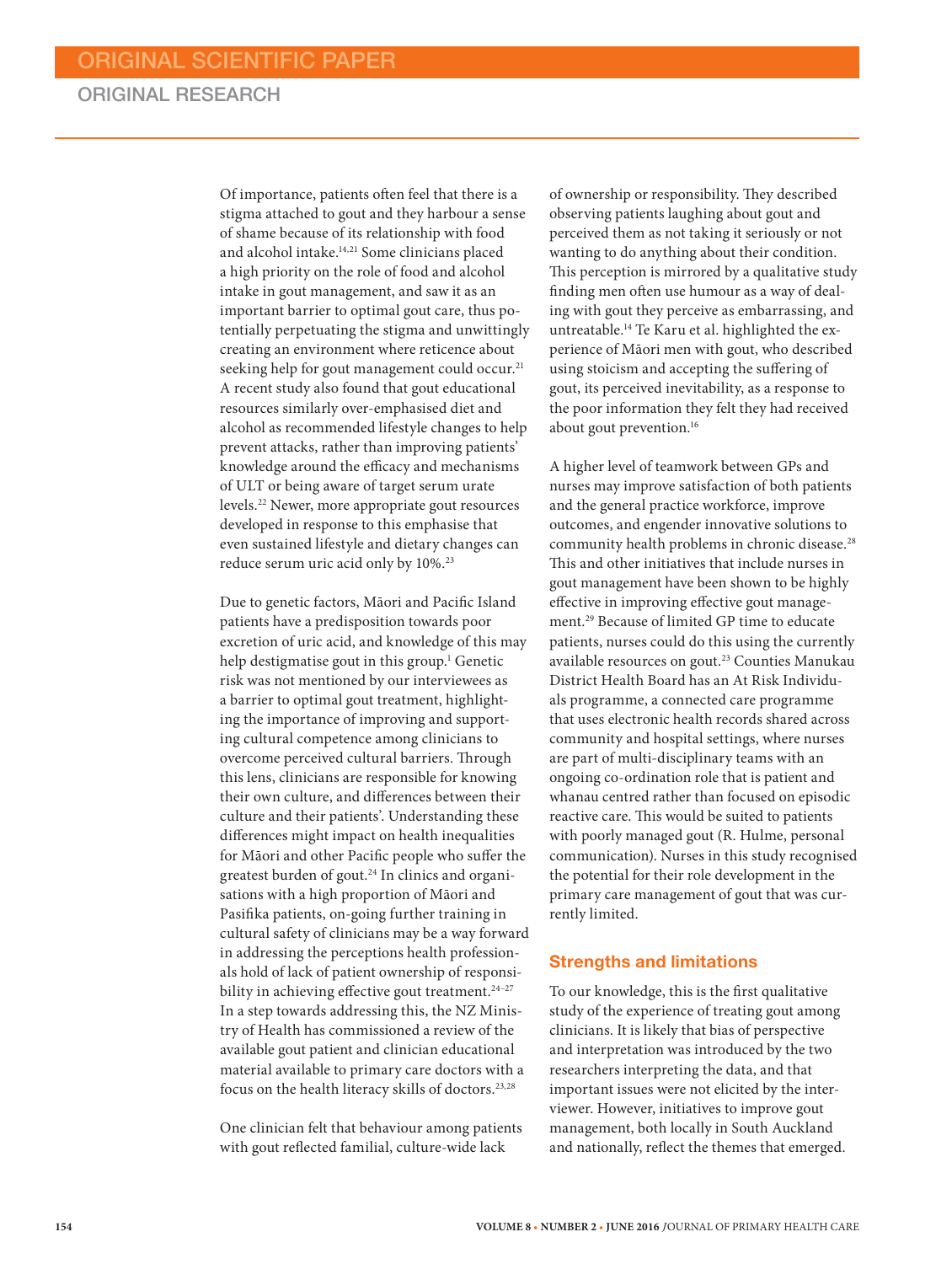Of importance, patients often feel that there is a stigma attached to gout and they harbour a sense of shame because of its relationship with food and alcohol intake.[14,21] Some clinicians placed a high priority on the role of food and alcohol intake in gout management, and saw it as an important barrier to optimal gout care, thus potentially perpetuating the stigma and unwittingly creating an environment where reticence about seeking help for gout management could occur.[21] A recent study also found that gout educational resources similarly over-emphasised diet and alcohol as recommended lifestyle changes to help prevent attacks, rather than improving patients' knowledge around the efficacy and mechanisms of ULT or being aware of target serum urate levels.[22] Newer, more appropriate gout resources developed in response to this emphasise that even sustained lifestyle and dietary changes can reduce serum uric acid only by 10%.[23]

Due to genetic factors, Māori and Pacific Island patients have a predisposition towards poor excretion of uric acid, and knowledge of this may help destigmatise gout in this group.[1] Genetic risk was not mentioned by our interviewees as a barrier to optimal gout treatment, highlighting the importance of improving and supporting cultural competence among clinicians to overcome perceived cultural barriers. Through this lens, clinicians are responsible for knowing their own culture, and differences between their culture and their patients'. Understanding these differences might impact on health inequalities for Māori and other Pacific people who suffer the greatest burden of gout.[24] In clinics and organisations with a high proportion of Māori and Pasifika patients, on-going further training in cultural safety of clinicians may be a way forward in addressing the perceptions health professionals hold of lack of patient ownership of responsibility in achieving effective gout treatment.[24–27] In a step towards addressing this, the NZ Ministry of Health has commissioned a review of the available gout patient and clinician educational material available to primary care doctors with a focus on the health literacy skills of doctors.[23,28]

One clinician felt that behaviour among patients with gout reflected familial, culture-wide lack of ownership or responsibility. They described observing patients laughing about gout and perceived them as not taking it seriously or not wanting to do anything about their condition. This perception is mirrored by a qualitative study finding men often use humour as a way of dealing with gout they perceive as embarrassing, and untreatable.[14] Te Karu et al. highlighted the experience of Māori men with gout, who described using stoicism and accepting the suffering of gout, its perceived inevitability, as a response to the poor information they felt they had received about gout prevention.[16]

A higher level of teamwork between GPs and nurses may improve satisfaction of both patients and the general practice workforce, improve outcomes, and engender innovative solutions to community health problems in chronic disease.[28] This and other initiatives that include nurses in gout management have been shown to be highly effective in improving effective gout management.[29] Because of limited GP time to educate patients, nurses could do this using the currently available resources on gout.[23] Counties Manukau District Health Board has an At Risk Individuals programme, a connected care programme that uses electronic health records shared across community and hospital settings, where nurses are part of multi-disciplinary teams with an ongoing co-ordination role that is patient and whanau centred rather than focused on episodic reactive care. This would be suited to patients with poorly managed gout (R. Hulme, personal communication). Nurses in this study recognised the potential for their role development in the primary care management of gout that was currently limited.

## Strengths and limitations

To our knowledge, this is the first qualitative study of the experience of treating gout among clinicians. It is likely that bias of perspective and interpretation was introduced by the two researchers interpreting the data, and that important issues were not elicited by the interviewer. However, initiatives to improve gout management, both locally in South Auckland and nationally, reflect the themes that emerged.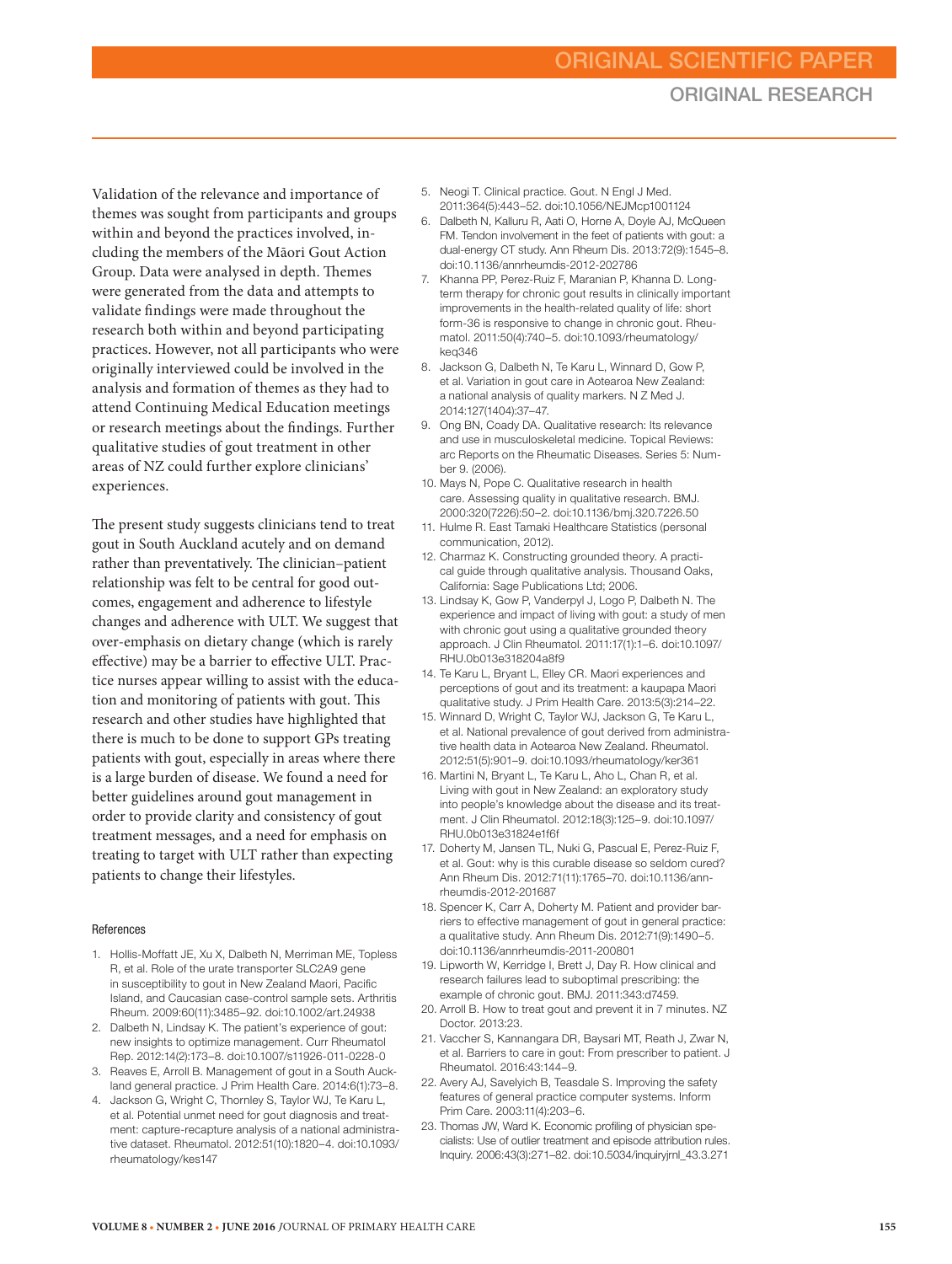Validation of the relevance and importance of themes was sought from participants and groups within and beyond the practices involved, including the members of the Māori Gout Action Group. Data were analysed in depth. Themes were generated from the data and attempts to validate findings were made throughout the research both within and beyond participating practices. However, not all participants who were originally interviewed could be involved in the analysis and formation of themes as they had to attend Continuing Medical Education meetings or research meetings about the findings. Further qualitative studies of gout treatment in other areas of NZ could further explore clinicians' experiences.

The present study suggests clinicians tend to treat gout in South Auckland acutely and on demand rather than preventatively. The clinician–patient relationship was felt to be central for good outcomes, engagement and adherence to lifestyle changes and adherence with ULT. We suggest that over-emphasis on dietary change (which is rarely effective) may be a barrier to effective ULT. Practice nurses appear willing to assist with the education and monitoring of patients with gout. This research and other studies have highlighted that there is much to be done to support GPs treating patients with gout, especially in areas where there is a large burden of disease. We found a need for better guidelines around gout management in order to provide clarity and consistency of gout treatment messages, and a need for emphasis on treating to target with ULT rather than expecting patients to change their lifestyles.

#### References

1. Hollis-Moffatt JE, Xu X, Dalbeth N, Merriman ME, Topless R, et al. Role of the urate transporter SLC2A9 gene in susceptibility to gout in New Zealand Maori, Pacific Island, and Caucasian case-control sample sets. Arthritis Rheum. 2009:60(11):3485–92. doi:10.1002/art.24938
2. Dalbeth N, Lindsay K. The patient's experience of gout: new insights to optimize management. Curr Rheumatol Rep. 2012:14(2):173–8. doi:10.1007/s11926-011-0228-0
3. Reaves E, Arroll B. Management of gout in a South Auckland general practice. J Prim Health Care. 2014:6(1):73–8.
4. Jackson G, Wright C, Thornley S, Taylor WJ, Te Karu L, et al. Potential unmet need for gout diagnosis and treatment: capture-recapture analysis of a national administrative dataset. Rheumatol. 2012:51(10):1820–4. doi:10.1093/rheumatology/kes147
5. Neogi T. Clinical practice. Gout. N Engl J Med. 2011:364(5):443–52. doi:10.1056/NEJMcp1001124
6. Dalbeth N, Kalluru R, Aati O, Horne A, Doyle AJ, McQueen FM. Tendon involvement in the feet of patients with gout: a dual-energy CT study. Ann Rheum Dis. 2013:72(9):1545–8. doi:10.1136/annrheumdis-2012-202786
7. Khanna PP, Perez-Ruiz F, Maranian P, Khanna D. Long-term therapy for chronic gout results in clinically important improvements in the health-related quality of life: short form-36 is responsive to change in chronic gout. Rheumatol. 2011:50(4):740–5. doi:10.1093/rheumatology/keq346
8. Jackson G, Dalbeth N, Te Karu L, Winnard D, Gow P, et al. Variation in gout care in Aotearoa New Zealand: a national analysis of quality markers. N Z Med J. 2014:127(1404):37–47.
9. Ong BN, Coady DA. Qualitative research: Its relevance and use in musculoskeletal medicine. Topical Reviews: arc Reports on the Rheumatic Diseases. Series 5: Number 9. (2006).
10. Mays N, Pope C. Qualitative research in health care. Assessing quality in qualitative research. BMJ. 2000:320(7226):50–2. doi:10.1136/bmj.320.7226.50
11. Hulme R. East Tamaki Healthcare Statistics (personal communication, 2012).
12. Charmaz K. Constructing grounded theory. A practical guide through qualitative analysis. Thousand Oaks, California: Sage Publications Ltd; 2006.
13. Lindsay K, Gow P, Vanderpyl J, Logo P, Dalbeth N. The experience and impact of living with gout: a study of men with chronic gout using a qualitative grounded theory approach. J Clin Rheumatol. 2011:17(1):1–6. doi:10.1097/RHU.0b013e318204a8f9
14. Te Karu L, Bryant L, Elley CR. Maori experiences and perceptions of gout and its treatment: a kaupapa Maori qualitative study. J Prim Health Care. 2013:5(3):214–22.
15. Winnard D, Wright C, Taylor WJ, Jackson G, Te Karu L, et al. National prevalence of gout derived from administrative health data in Aotearoa New Zealand. Rheumatol. 2012:51(5):901–9. doi:10.1093/rheumatology/ker361
16. Martini N, Bryant L, Te Karu L, Aho L, Chan R, et al. Living with gout in New Zealand: an exploratory study into people's knowledge about the disease and its treatment. J Clin Rheumatol. 2012:18(3):125–9. doi:10.1097/RHU.0b013e31824e1f6f
17. Doherty M, Jansen TL, Nuki G, Pascual E, Perez-Ruiz F, et al. Gout: why is this curable disease so seldom cured? Ann Rheum Dis. 2012:71(11):1765–70. doi:10.1136/annrheumdis-2012-201687
18. Spencer K, Carr A, Doherty M. Patient and provider barriers to effective management of gout in general practice: a qualitative study. Ann Rheum Dis. 2012:71(9):1490–5. doi:10.1136/annrheumdis-2011-200801
19. Lipworth W, Kerridge I, Brett J, Day R. How clinical and research failures lead to suboptimal prescribing: the example of chronic gout. BMJ. 2011:343:d7459.
20. Arroll B. How to treat gout and prevent it in 7 minutes. NZ Doctor. 2013:23.
21. Vaccher S, Kannangara DR, Baysari MT, Reath J, Zwar N, et al. Barriers to care in gout: From prescriber to patient. J Rheumatol. 2016:43:144–9.
22. Avery AJ, Savelyich B, Teasdale S. Improving the safety features of general practice computer systems. Inform Prim Care. 2003:11(4):203–6.
23. Thomas JW, Ward K. Economic profiling of physician specialists: Use of outlier treatment and episode attribution rules. Inquiry. 2006:43(3):271–82. doi:10.5034/inquiryjrnl_43.3.271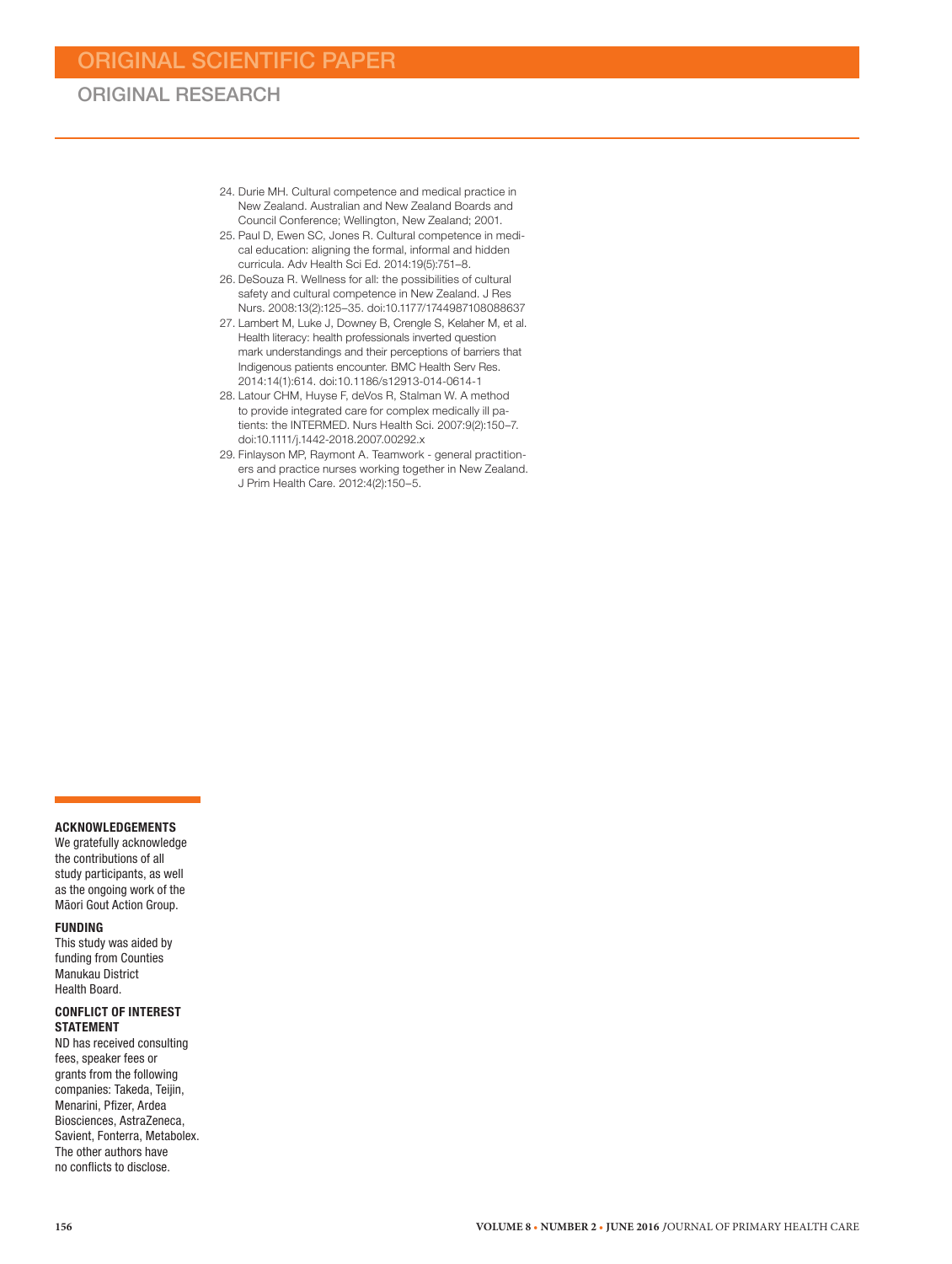24. Durie MH. Cultural competence and medical practice in New Zealand. Australian and New Zealand Boards and Council Conference; Wellington, New Zealand; 2001.
25. Paul D, Ewen SC, Jones R. Cultural competence in medical education: aligning the formal, informal and hidden curricula. Adv Health Sci Ed. 2014:19(5):751–8.
26. DeSouza R. Wellness for all: the possibilities of cultural safety and cultural competence in New Zealand. J Res Nurs. 2008:13(2):125–35. doi:10.1177/1744987108088637
27. Lambert M, Luke J, Downey B, Crengle S, Kelaher M, et al. Health literacy: health professionals inverted question mark understandings and their perceptions of barriers that Indigenous patients encounter. BMC Health Serv Res. 2014:14(1):614. doi:10.1186/s12913-014-0614-1
28. Latour CHM, Huyse F, deVos R, Stalman W. A method to provide integrated care for complex medically ill patients: the INTERMED. Nurs Health Sci. 2007:9(2):150–7. doi:10.1111/j.1442-2018.2007.00292.x
29. Finlayson MP, Raymont A. Teamwork - general practitioners and practice nurses working together in New Zealand. J Prim Health Care. 2012:4(2):150–5.

**ACKNOWLEDGEMENTS**

We gratefully acknowledge the contributions of all study participants, as well as the ongoing work of the Māori Gout Action Group.

**FUNDING**

This study was aided by funding from Counties Manukau District Health Board.

**CONFLICT OF INTEREST STATEMENT**

ND has received consulting fees, speaker fees or grants from the following companies: Takeda, Teijin, Menarini, Pfizer, Ardea Biosciences, AstraZeneca, Savient, Fonterra, Metabolex. The other authors have no conflicts to disclose.